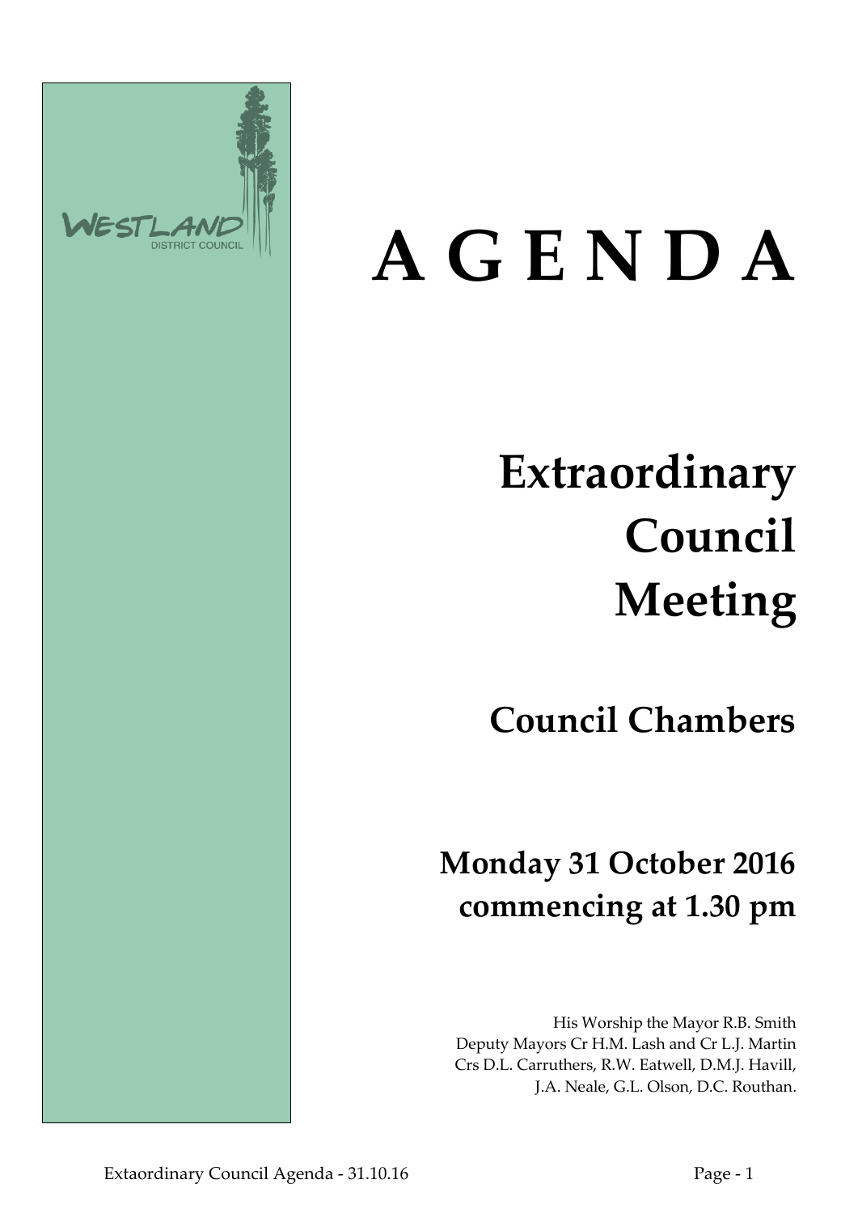WESTLAND
DISTRICT COUNCIL

# A G E N D A

# Extraordinary Council Meeting

## Council Chambers

## Monday 31 October 2016 commencing at 1.30 pm

His Worship the Mayor R.B. Smith
Deputy Mayors Cr H.M. Lash and Cr L.J. Martin
Crs D.L. Carruthers, R.W. Eatwell, D.M.J. Havill,
J.A. Neale, G.L. Olson, D.C. Routhan.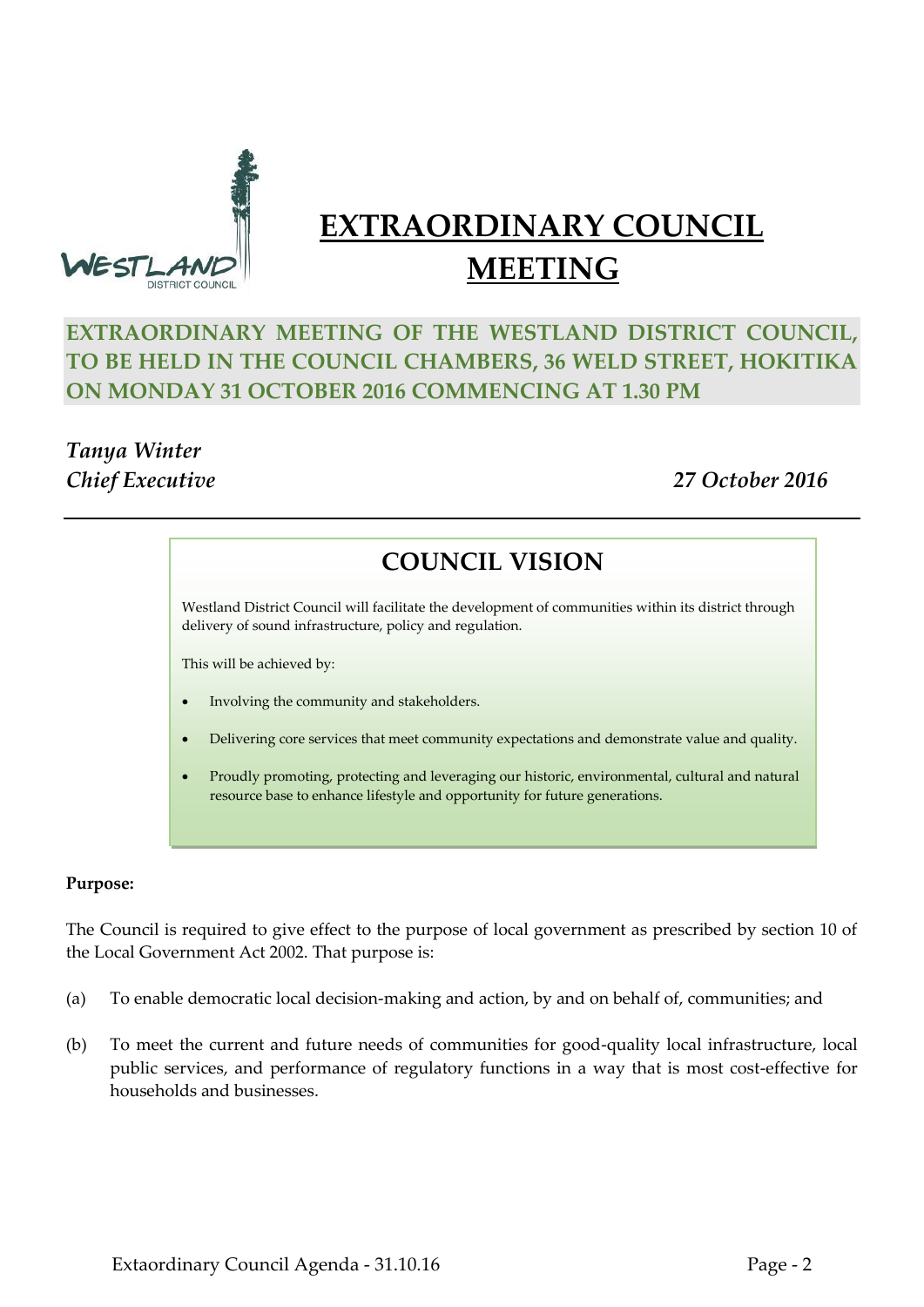# EXTRAORDINARY COUNCIL MEETING

**EXTRAORDINARY MEETING OF THE WESTLAND DISTRICT COUNCIL, TO BE HELD IN THE COUNCIL CHAMBERS, 36 WELD STREET, HOKITIKA ON MONDAY 31 OCTOBER 2016 COMMENCING AT 1.30 PM**

*Tanya Winter*
*Chief Executive*

*27 October 2016*

---

## COUNCIL VISION

Westland District Council will facilitate the development of communities within its district through delivery of sound infrastructure, policy and regulation.

This will be achieved by:

- Involving the community and stakeholders.
- Delivering core services that meet community expectations and demonstrate value and quality.
- Proudly promoting, protecting and leveraging our historic, environmental, cultural and natural resource base to enhance lifestyle and opportunity for future generations.

**Purpose:**

The Council is required to give effect to the purpose of local government as prescribed by section 10 of the Local Government Act 2002. That purpose is:

(a) To enable democratic local decision-making and action, by and on behalf of, communities; and

(b) To meet the current and future needs of communities for good-quality local infrastructure, local public services, and performance of regulatory functions in a way that is most cost-effective for households and businesses.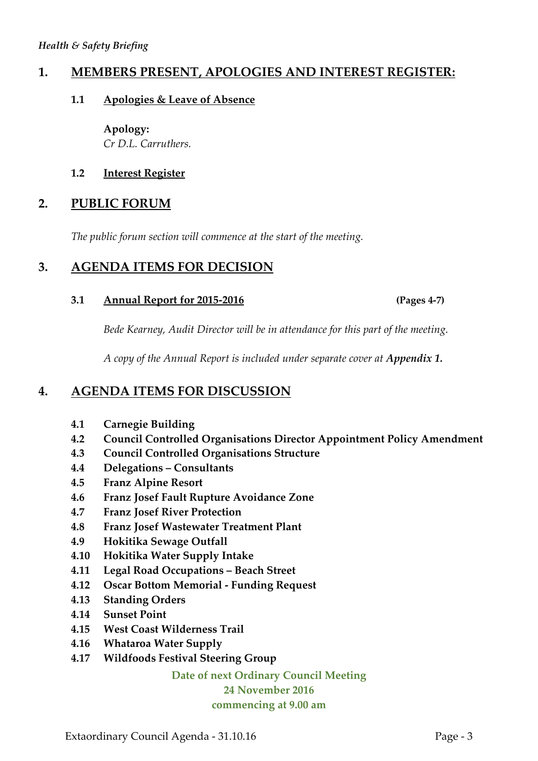*Health & Safety Briefing*

## 1. MEMBERS PRESENT, APOLOGIES AND INTEREST REGISTER:

### 1.1 Apologies & Leave of Absence

**Apology:**
*Cr D.L. Carruthers.*

### 1.2 Interest Register

## 2. PUBLIC FORUM

*The public forum section will commence at the start of the meeting.*

## 3. AGENDA ITEMS FOR DECISION

### 3.1 Annual Report for 2015-2016 **(Pages 4-7)**

*Bede Kearney, Audit Director will be in attendance for this part of the meeting.*

*A copy of the Annual Report is included under separate cover at **Appendix 1.***

## 4. AGENDA ITEMS FOR DISCUSSION

- **4.1 Carnegie Building**
- **4.2 Council Controlled Organisations Director Appointment Policy Amendment**
- **4.3 Council Controlled Organisations Structure**
- **4.4 Delegations – Consultants**
- **4.5 Franz Alpine Resort**
- **4.6 Franz Josef Fault Rupture Avoidance Zone**
- **4.7 Franz Josef River Protection**
- **4.8 Franz Josef Wastewater Treatment Plant**
- **4.9 Hokitika Sewage Outfall**
- **4.10 Hokitika Water Supply Intake**
- **4.11 Legal Road Occupations – Beach Street**
- **4.12 Oscar Bottom Memorial - Funding Request**
- **4.13 Standing Orders**
- **4.14 Sunset Point**
- **4.15 West Coast Wilderness Trail**
- **4.16 Whataroa Water Supply**
- **4.17 Wildfoods Festival Steering Group**

**Date of next Ordinary Council Meeting**
**24 November 2016**
**commencing at 9.00 am**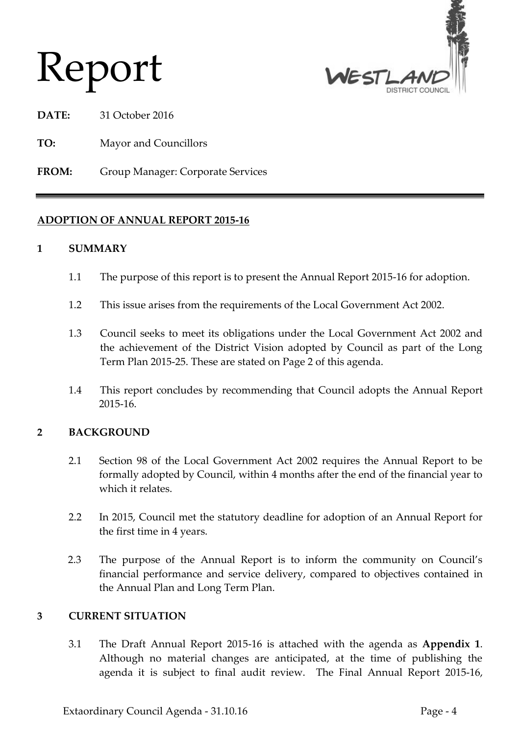# Report

**DATE:** 31 October 2016

**TO:** Mayor and Councillors

**FROM:** Group Manager: Corporate Services

---

**ADOPTION OF ANNUAL REPORT 2015-16**

## 1 SUMMARY

1.1 The purpose of this report is to present the Annual Report 2015-16 for adoption.

1.2 This issue arises from the requirements of the Local Government Act 2002.

1.3 Council seeks to meet its obligations under the Local Government Act 2002 and the achievement of the District Vision adopted by Council as part of the Long Term Plan 2015-25. These are stated on Page 2 of this agenda.

1.4 This report concludes by recommending that Council adopts the Annual Report 2015-16.

## 2 BACKGROUND

2.1 Section 98 of the Local Government Act 2002 requires the Annual Report to be formally adopted by Council, within 4 months after the end of the financial year to which it relates.

2.2 In 2015, Council met the statutory deadline for adoption of an Annual Report for the first time in 4 years.

2.3 The purpose of the Annual Report is to inform the community on Council's financial performance and service delivery, compared to objectives contained in the Annual Plan and Long Term Plan.

## 3 CURRENT SITUATION

3.1 The Draft Annual Report 2015-16 is attached with the agenda as **Appendix 1**. Although no material changes are anticipated, at the time of publishing the agenda it is subject to final audit review. The Final Annual Report 2015-16,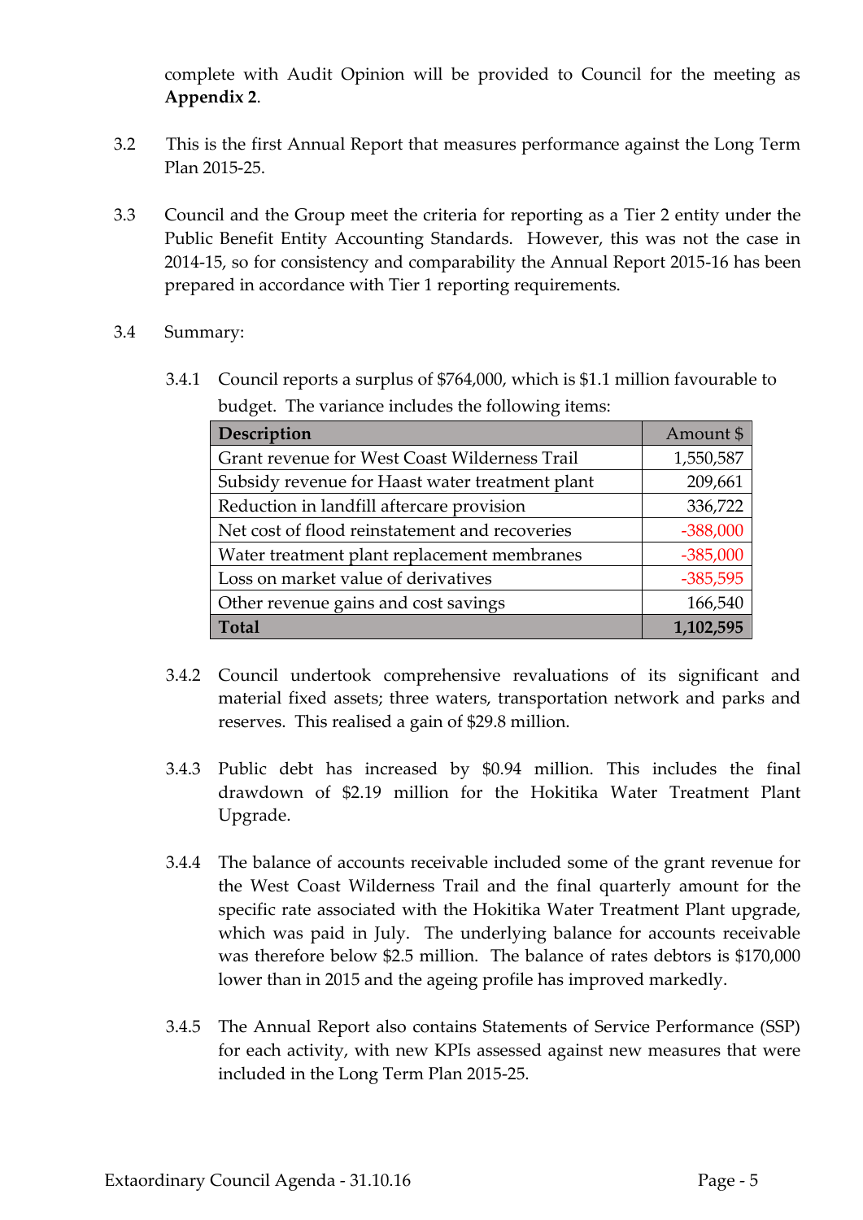complete with Audit Opinion will be provided to Council for the meeting as **Appendix 2**.

3.2 This is the first Annual Report that measures performance against the Long Term Plan 2015-25.

3.3 Council and the Group meet the criteria for reporting as a Tier 2 entity under the Public Benefit Entity Accounting Standards. However, this was not the case in 2014-15, so for consistency and comparability the Annual Report 2015-16 has been prepared in accordance with Tier 1 reporting requirements.

3.4 Summary:

3.4.1 Council reports a surplus of $764,000, which is $1.1 million favourable to budget. The variance includes the following items:

| Description | Amount $ |
|---|---|
| Grant revenue for West Coast Wilderness Trail | 1,550,587 |
| Subsidy revenue for Haast water treatment plant | 209,661 |
| Reduction in landfill aftercare provision | 336,722 |
| Net cost of flood reinstatement and recoveries | -388,000 |
| Water treatment plant replacement membranes | -385,000 |
| Loss on market value of derivatives | -385,595 |
| Other revenue gains and cost savings | 166,540 |
| **Total** | **1,102,595** |

3.4.2 Council undertook comprehensive revaluations of its significant and material fixed assets; three waters, transportation network and parks and reserves. This realised a gain of $29.8 million.

3.4.3 Public debt has increased by $0.94 million. This includes the final drawdown of $2.19 million for the Hokitika Water Treatment Plant Upgrade.

3.4.4 The balance of accounts receivable included some of the grant revenue for the West Coast Wilderness Trail and the final quarterly amount for the specific rate associated with the Hokitika Water Treatment Plant upgrade, which was paid in July. The underlying balance for accounts receivable was therefore below $2.5 million. The balance of rates debtors is $170,000 lower than in 2015 and the ageing profile has improved markedly.

3.4.5 The Annual Report also contains Statements of Service Performance (SSP) for each activity, with new KPIs assessed against new measures that were included in the Long Term Plan 2015-25.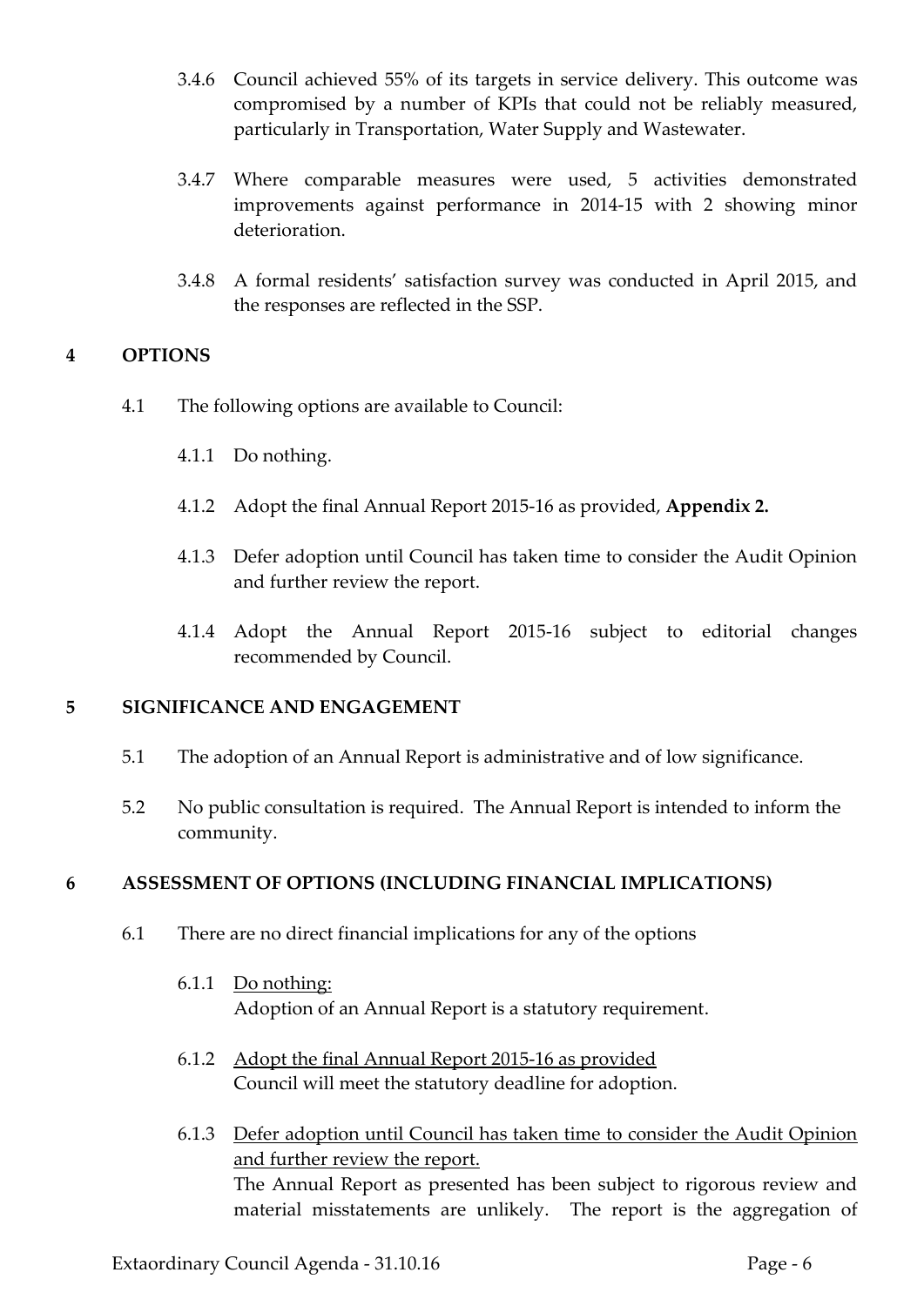3.4.6 Council achieved 55% of its targets in service delivery. This outcome was compromised by a number of KPIs that could not be reliably measured, particularly in Transportation, Water Supply and Wastewater.

3.4.7 Where comparable measures were used, 5 activities demonstrated improvements against performance in 2014-15 with 2 showing minor deterioration.

3.4.8 A formal residents' satisfaction survey was conducted in April 2015, and the responses are reflected in the SSP.

## 4 OPTIONS

4.1 The following options are available to Council:

4.1.1 Do nothing.

4.1.2 Adopt the final Annual Report 2015-16 as provided, **Appendix 2.**

4.1.3 Defer adoption until Council has taken time to consider the Audit Opinion and further review the report.

4.1.4 Adopt the Annual Report 2015-16 subject to editorial changes recommended by Council.

## 5 SIGNIFICANCE AND ENGAGEMENT

5.1 The adoption of an Annual Report is administrative and of low significance.

5.2 No public consultation is required. The Annual Report is intended to inform the community.

## 6 ASSESSMENT OF OPTIONS (INCLUDING FINANCIAL IMPLICATIONS)

6.1 There are no direct financial implications for any of the options

6.1.1 <u>Do nothing:</u>
Adoption of an Annual Report is a statutory requirement.

6.1.2 <u>Adopt the final Annual Report 2015-16 as provided</u>
Council will meet the statutory deadline for adoption.

6.1.3 <u>Defer adoption until Council has taken time to consider the Audit Opinion and further review the report.</u>
The Annual Report as presented has been subject to rigorous review and material misstatements are unlikely. The report is the aggregation of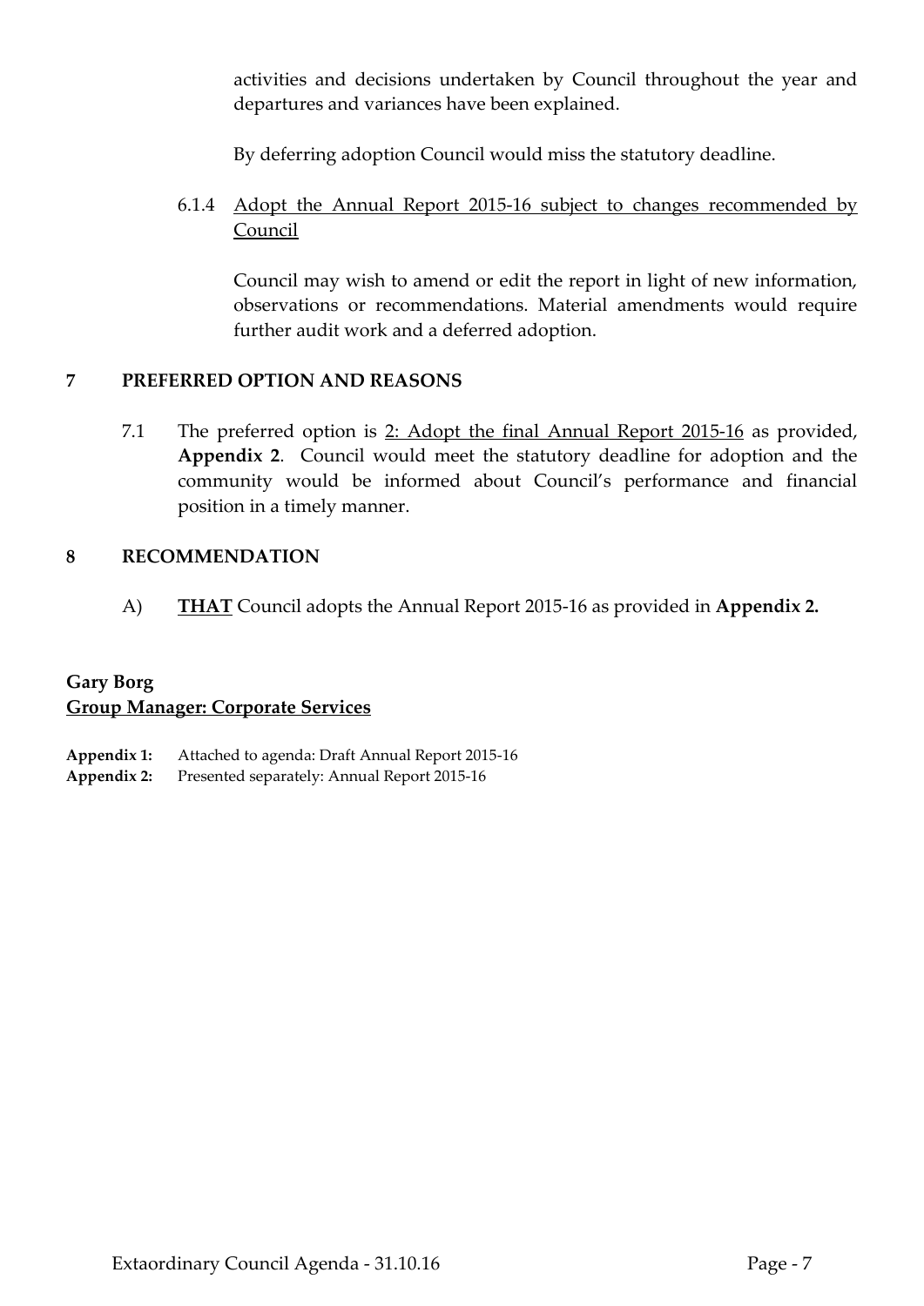activities and decisions undertaken by Council throughout the year and departures and variances have been explained.

By deferring adoption Council would miss the statutory deadline.

6.1.4 Adopt the Annual Report 2015-16 subject to changes recommended by Council

Council may wish to amend or edit the report in light of new information, observations or recommendations. Material amendments would require further audit work and a deferred adoption.

## 7 PREFERRED OPTION AND REASONS

7.1 The preferred option is 2: Adopt the final Annual Report 2015-16 as provided, **Appendix 2**. Council would meet the statutory deadline for adoption and the community would be informed about Council's performance and financial position in a timely manner.

## 8 RECOMMENDATION

A) **THAT** Council adopts the Annual Report 2015-16 as provided in **Appendix 2.**

**Gary Borg**
**Group Manager: Corporate Services**

**Appendix 1:** Attached to agenda: Draft Annual Report 2015-16
**Appendix 2:** Presented separately: Annual Report 2015-16